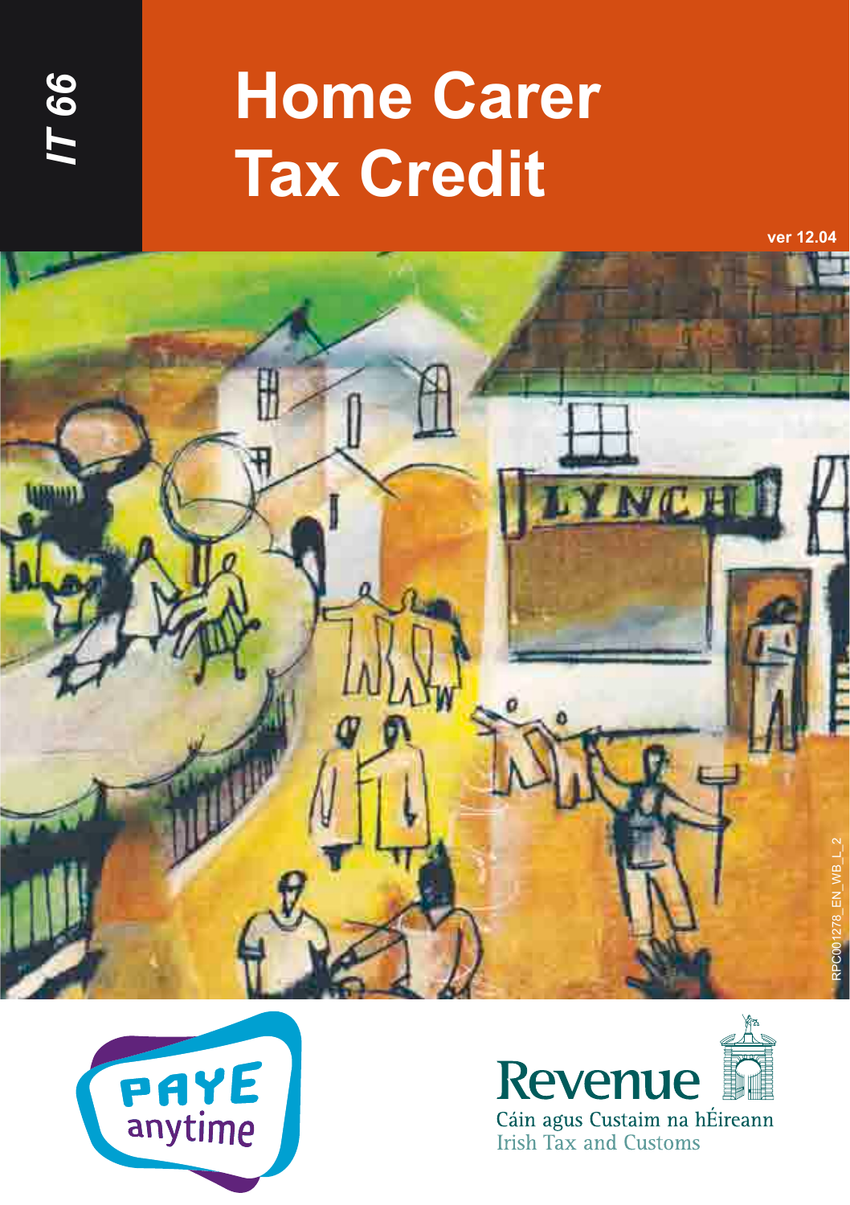IT 66

# Home Carer Tax Credit

ver 12.04

RPC001278_EN_WB_L_2

PAYE anytime

Revenue

Cáin agus Custaim na hÉireann

Irish Tax and Customs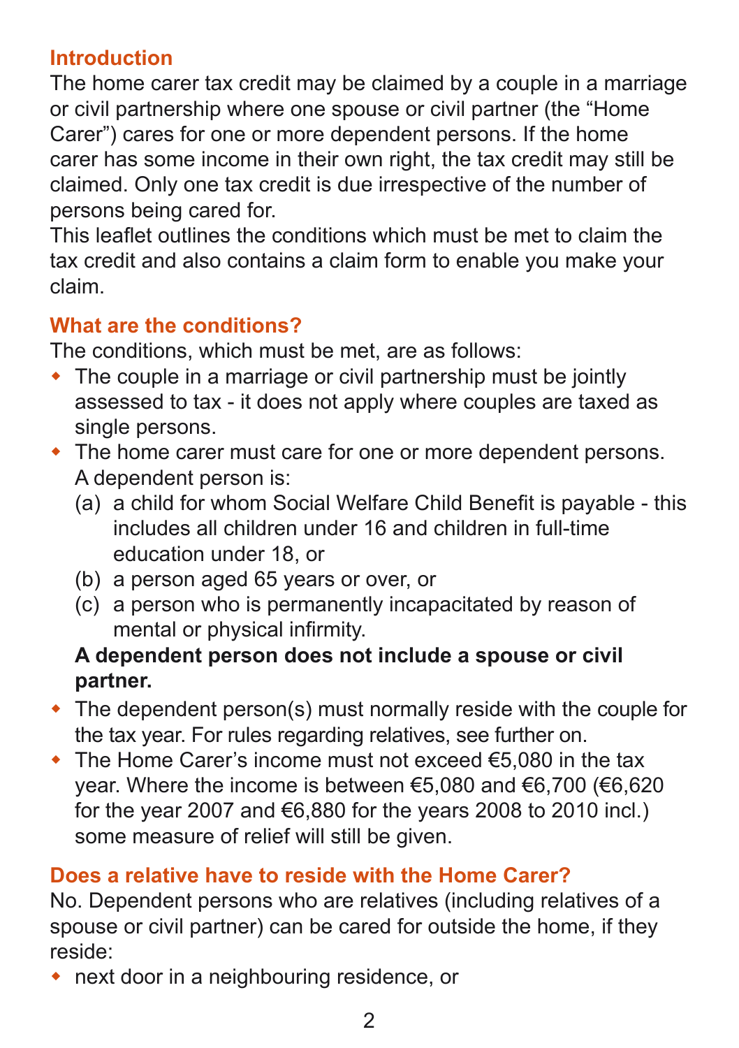## Introduction

The home carer tax credit may be claimed by a couple in a marriage or civil partnership where one spouse or civil partner (the "Home Carer") cares for one or more dependent persons. If the home carer has some income in their own right, the tax credit may still be claimed. Only one tax credit is due irrespective of the number of persons being cared for.

This leaflet outlines the conditions which must be met to claim the tax credit and also contains a claim form to enable you make your claim.

## What are the conditions?

The conditions, which must be met, are as follows:

- The couple in a marriage or civil partnership must be jointly assessed to tax - it does not apply where couples are taxed as single persons.
- The home carer must care for one or more dependent persons. A dependent person is:
  - (a) a child for whom Social Welfare Child Benefit is payable - this includes all children under 16 and children in full-time education under 18, or
  - (b) a person aged 65 years or over, or
  - (c) a person who is permanently incapacitated by reason of mental or physical infirmity.

  **A dependent person does not include a spouse or civil partner.**
- The dependent person(s) must normally reside with the couple for the tax year. For rules regarding relatives, see further on.
- The Home Carer's income must not exceed €5,080 in the tax year. Where the income is between €5,080 and €6,700 (€6,620 for the year 2007 and €6,880 for the years 2008 to 2010 incl.) some measure of relief will still be given.

## Does a relative have to reside with the Home Carer?

No. Dependent persons who are relatives (including relatives of a spouse or civil partner) can be cared for outside the home, if they reside:

- next door in a neighbouring residence, or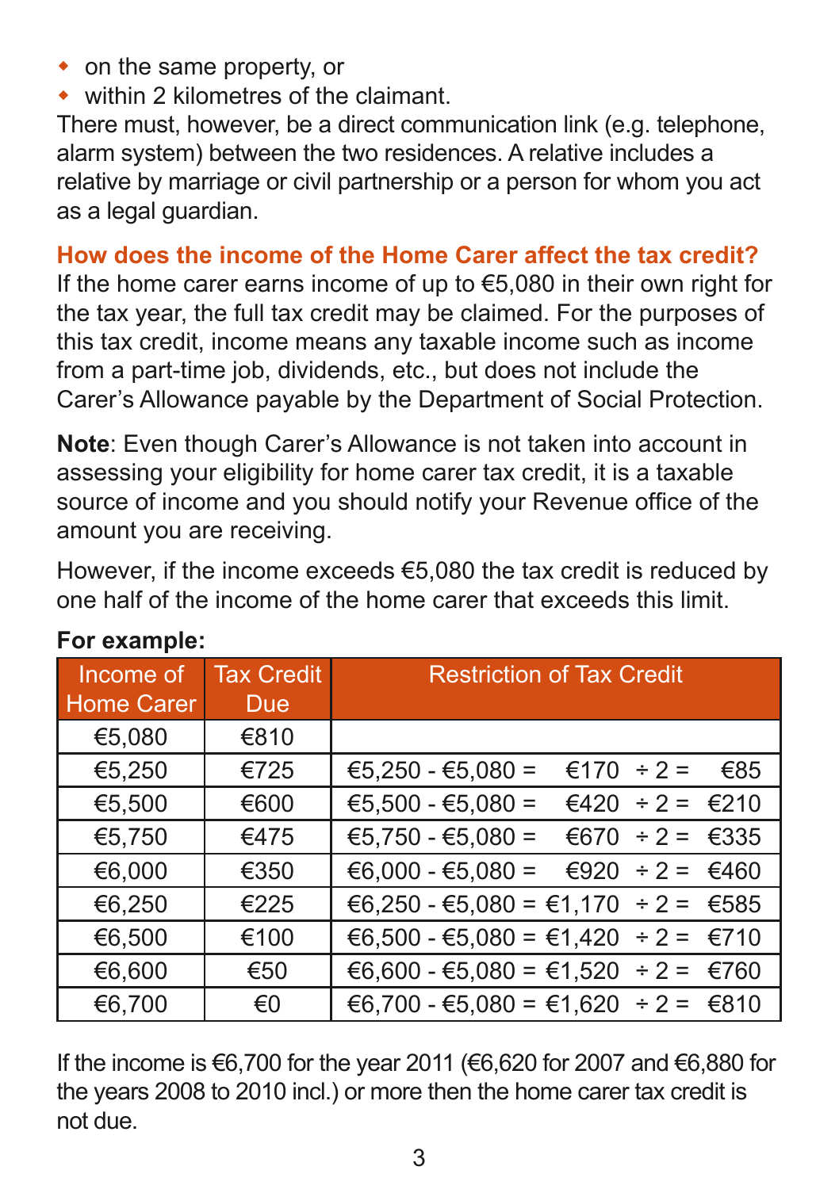- on the same property, or
- within 2 kilometres of the claimant.

There must, however, be a direct communication link (e.g. telephone, alarm system) between the two residences. A relative includes a relative by marriage or civil partnership or a person for whom you act as a legal guardian.

## How does the income of the Home Carer affect the tax credit?

If the home carer earns income of up to €5,080 in their own right for the tax year, the full tax credit may be claimed. For the purposes of this tax credit, income means any taxable income such as income from a part-time job, dividends, etc., but does not include the Carer's Allowance payable by the Department of Social Protection.

**Note**: Even though Carer's Allowance is not taken into account in assessing your eligibility for home carer tax credit, it is a taxable source of income and you should notify your Revenue office of the amount you are receiving.

However, if the income exceeds €5,080 the tax credit is reduced by one half of the income of the home carer that exceeds this limit.

**For example:**

| Income of Home Carer | Tax Credit Due | Restriction of Tax Credit |
|---|---|---|
| €5,080 | €810 | |
| €5,250 | €725 | €5,250 - €5,080 = €170 ÷ 2 = €85 |
| €5,500 | €600 | €5,500 - €5,080 = €420 ÷ 2 = €210 |
| €5,750 | €475 | €5,750 - €5,080 = €670 ÷ 2 = €335 |
| €6,000 | €350 | €6,000 - €5,080 = €920 ÷ 2 = €460 |
| €6,250 | €225 | €6,250 - €5,080 = €1,170 ÷ 2 = €585 |
| €6,500 | €100 | €6,500 - €5,080 = €1,420 ÷ 2 = €710 |
| €6,600 | €50 | €6,600 - €5,080 = €1,520 ÷ 2 = €760 |
| €6,700 | €0 | €6,700 - €5,080 = €1,620 ÷ 2 = €810 |

If the income is €6,700 for the year 2011 (€6,620 for 2007 and €6,880 for the years 2008 to 2010 incl.) or more then the home carer tax credit is not due.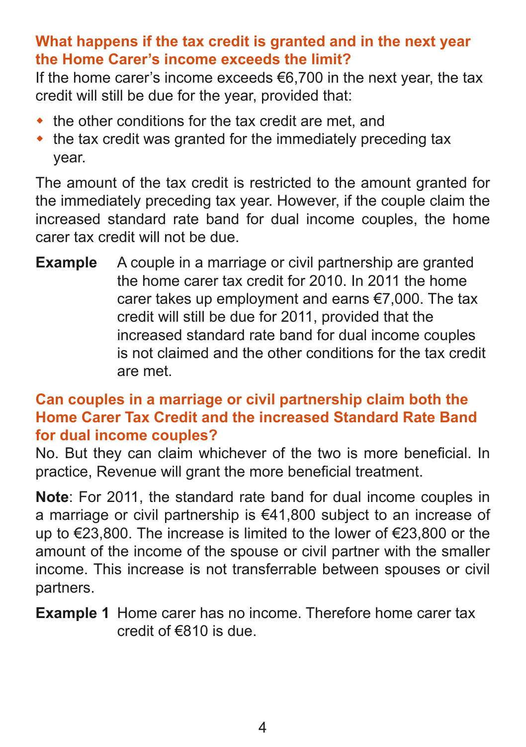### What happens if the tax credit is granted and in the next year the Home Carer's income exceeds the limit?

If the home carer's income exceeds €6,700 in the next year, the tax credit will still be due for the year, provided that:

- the other conditions for the tax credit are met, and
- the tax credit was granted for the immediately preceding tax year.

The amount of the tax credit is restricted to the amount granted for the immediately preceding tax year. However, if the couple claim the increased standard rate band for dual income couples, the home carer tax credit will not be due.

**Example** A couple in a marriage or civil partnership are granted the home carer tax credit for 2010. In 2011 the home carer takes up employment and earns €7,000. The tax credit will still be due for 2011, provided that the increased standard rate band for dual income couples is not claimed and the other conditions for the tax credit are met.

### Can couples in a marriage or civil partnership claim both the Home Carer Tax Credit and the increased Standard Rate Band for dual income couples?

No. But they can claim whichever of the two is more beneficial. In practice, Revenue will grant the more beneficial treatment.

**Note**: For 2011, the standard rate band for dual income couples in a marriage or civil partnership is €41,800 subject to an increase of up to €23,800. The increase is limited to the lower of €23,800 or the amount of the income of the spouse or civil partner with the smaller income. This increase is not transferrable between spouses or civil partners.

**Example 1** Home carer has no income. Therefore home carer tax credit of €810 is due.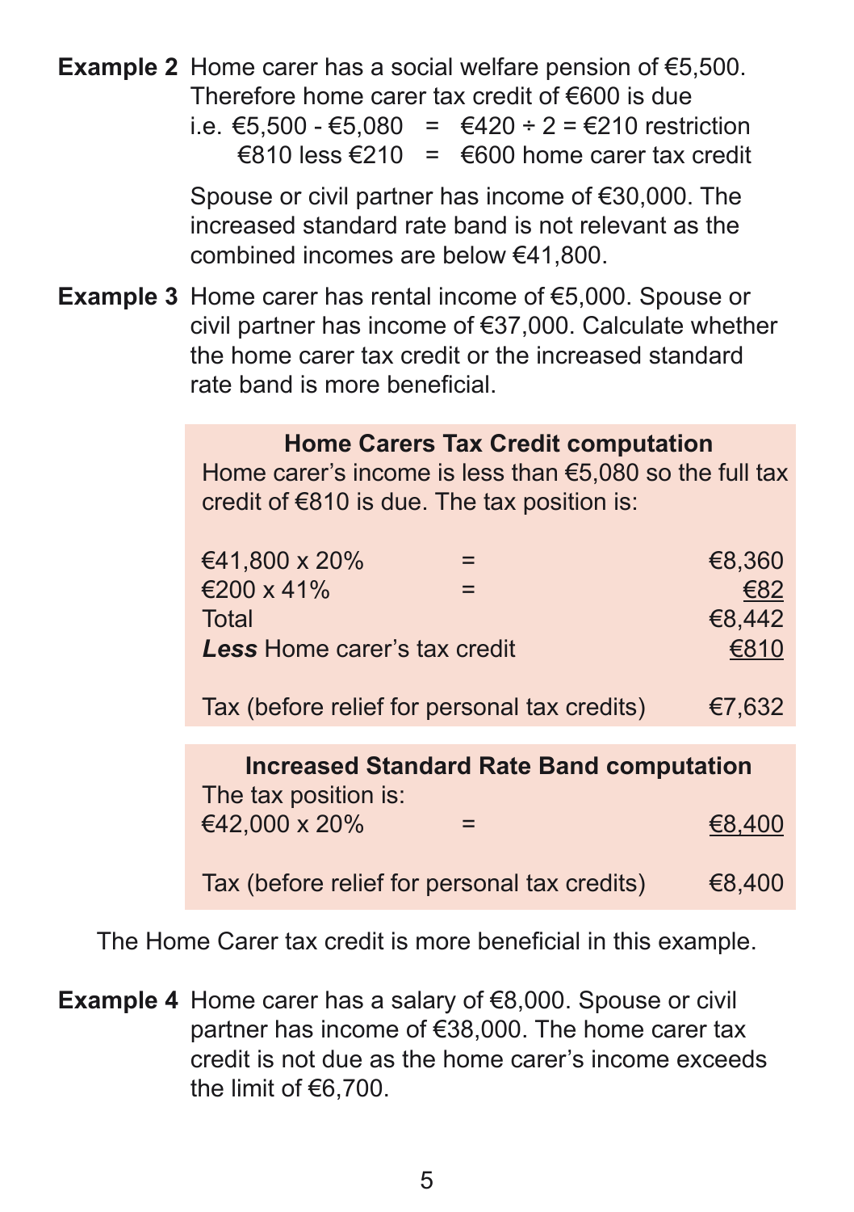**Example 2** Home carer has a social welfare pension of €5,500. Therefore home carer tax credit of €600 is due

i.e. €5,500 - €5,080 = €420 ÷ 2 = €210 restriction

€810 less €210 = €600 home carer tax credit

Spouse or civil partner has income of €30,000. The increased standard rate band is not relevant as the combined incomes are below €41,800.

**Example 3** Home carer has rental income of €5,000. Spouse or civil partner has income of €37,000. Calculate whether the home carer tax credit or the increased standard rate band is more beneficial.

**Home Carers Tax Credit computation**

Home carer's income is less than €5,080 so the full tax credit of €810 is due. The tax position is:

| | | |
|---|---|---|
| €41,800 x 20% | = | €8,360 |
| €200 x 41% | = | €82 |
| Total | | €8,442 |
| ***Less*** Home carer's tax credit | | €810 |
| Tax (before relief for personal tax credits) | | €7,632 |

**Increased Standard Rate Band computation**

The tax position is:

| | | |
|---|---|---|
| €42,000 x 20% | = | €8,400 |
| Tax (before relief for personal tax credits) | | €8,400 |

The Home Carer tax credit is more beneficial in this example.

**Example 4** Home carer has a salary of €8,000. Spouse or civil partner has income of €38,000. The home carer tax credit is not due as the home carer's income exceeds the limit of €6,700.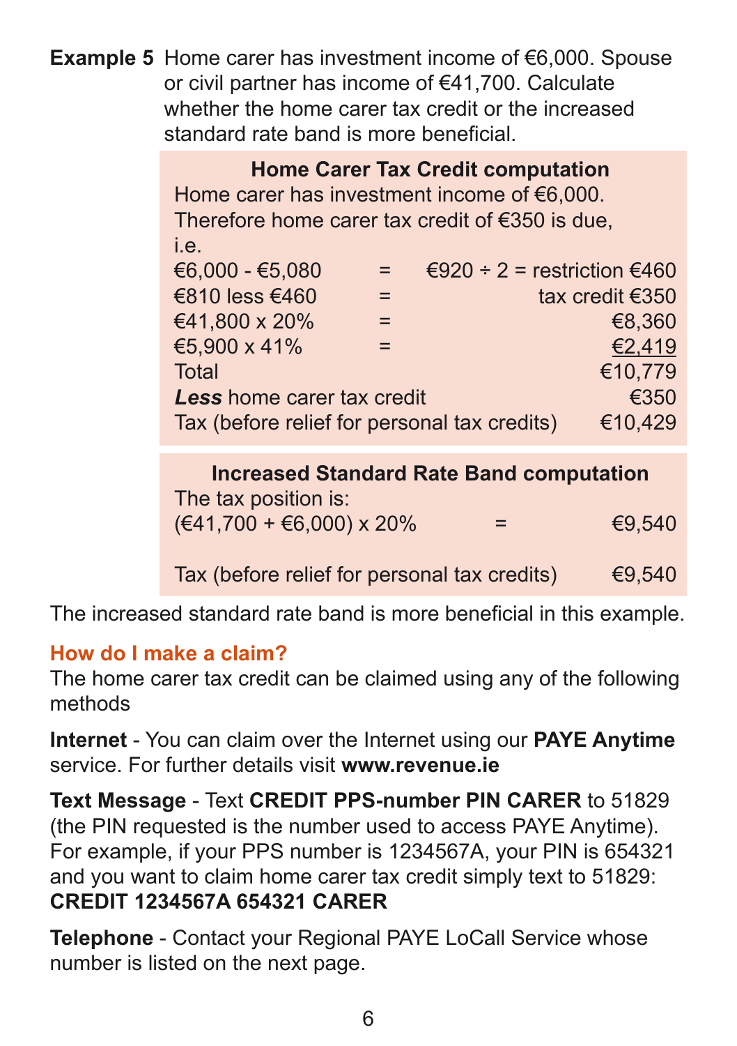**Example 5** Home carer has investment income of €6,000. Spouse or civil partner has income of €41,700. Calculate whether the home carer tax credit or the increased standard rate band is more beneficial.

**Home Carer Tax Credit computation**

Home carer has investment income of €6,000. Therefore home carer tax credit of €350 is due, i.e.

| | | |
|---|---|---|
| €6,000 - €5,080 | = | €920 ÷ 2 = restriction €460 |
| €810 less €460 | = | tax credit €350 |
| €41,800 x 20% | = | €8,360 |
| €5,900 x 41% | = | €2,419 |
| Total | | €10,779 |
| ***Less*** home carer tax credit | | €350 |
| Tax (before relief for personal tax credits) | | €10,429 |

**Increased Standard Rate Band computation**

The tax position is:

| | | |
|---|---|---|
| (€41,700 + €6,000) x 20% | = | €9,540 |
| Tax (before relief for personal tax credits) | | €9,540 |

The increased standard rate band is more beneficial in this example.

## How do I make a claim?

The home carer tax credit can be claimed using any of the following methods

**Internet** - You can claim over the Internet using our **PAYE Anytime** service. For further details visit **www.revenue.ie**

**Text Message** - Text **CREDIT PPS-number PIN CARER** to 51829 (the PIN requested is the number used to access PAYE Anytime). For example, if your PPS number is 1234567A, your PIN is 654321 and you want to claim home carer tax credit simply text to 51829:
**CREDIT 1234567A 654321 CARER**

**Telephone** - Contact your Regional PAYE LoCall Service whose number is listed on the next page.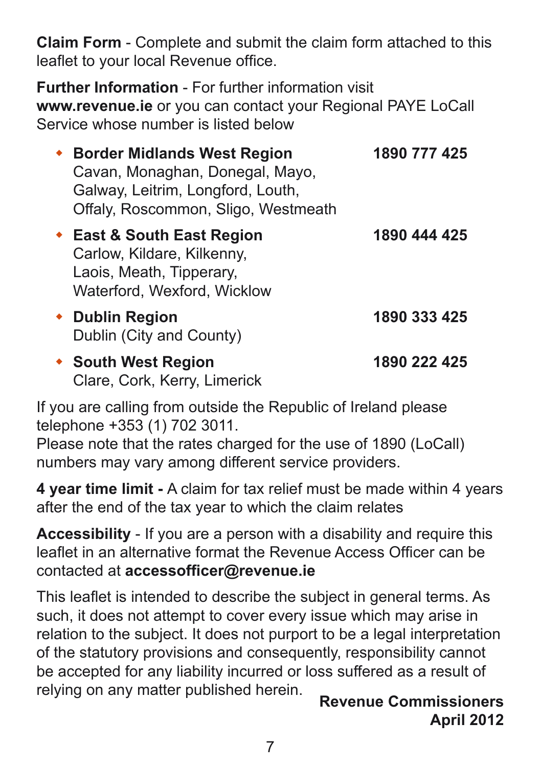**Claim Form** - Complete and submit the claim form attached to this leaflet to your local Revenue office.

**Further Information** - For further information visit **www.revenue.ie** or you can contact your Regional PAYE LoCall Service whose number is listed below

- **Border Midlands West Region** — **1890 777 425**
  Cavan, Monaghan, Donegal, Mayo, Galway, Leitrim, Longford, Louth, Offaly, Roscommon, Sligo, Westmeath
- **East & South East Region** — **1890 444 425**
  Carlow, Kildare, Kilkenny, Laois, Meath, Tipperary, Waterford, Wexford, Wicklow
- **Dublin Region** — **1890 333 425**
  Dublin (City and County)
- **South West Region** — **1890 222 425**
  Clare, Cork, Kerry, Limerick

If you are calling from outside the Republic of Ireland please telephone +353 (1) 702 3011.
Please note that the rates charged for the use of 1890 (LoCall) numbers may vary among different service providers.

**4 year time limit -** A claim for tax relief must be made within 4 years after the end of the tax year to which the claim relates

**Accessibility** - If you are a person with a disability and require this leaflet in an alternative format the Revenue Access Officer can be contacted at **accessofficer@revenue.ie**

This leaflet is intended to describe the subject in general terms. As such, it does not attempt to cover every issue which may arise in relation to the subject. It does not purport to be a legal interpretation of the statutory provisions and consequently, responsibility cannot be accepted for any liability incurred or loss suffered as a result of relying on any matter published herein.

**Revenue Commissioners**
**April 2012**